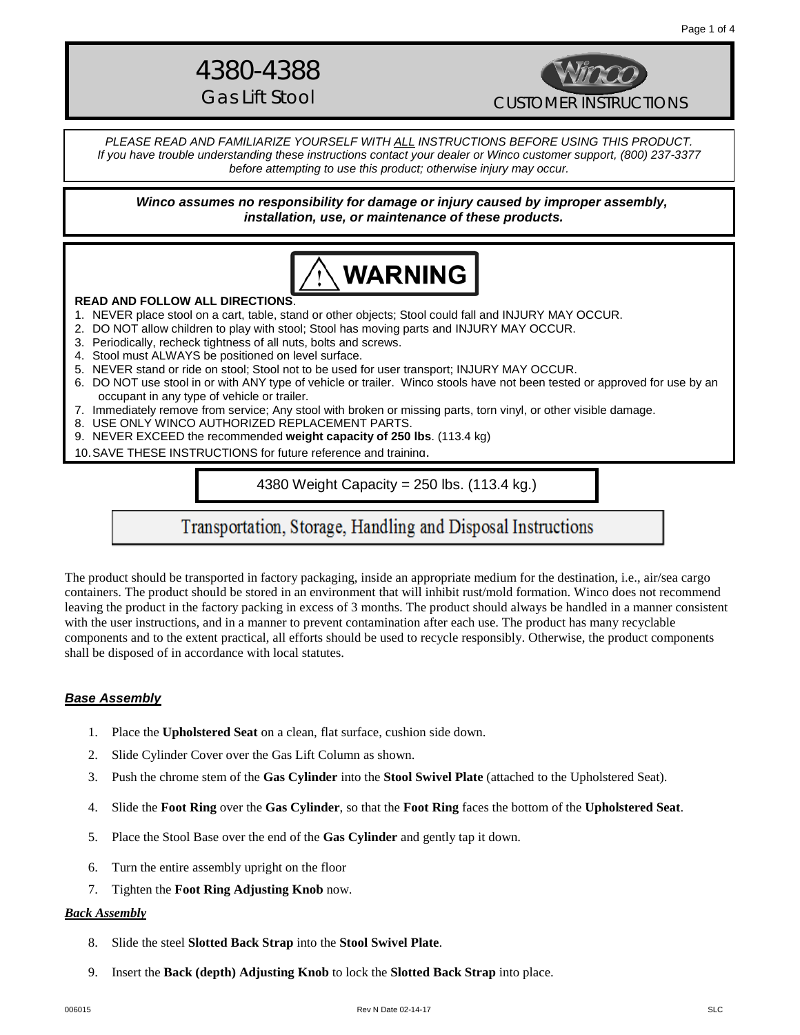# 4380-4388

## Gas Lift Stool

Winco

CUSTOMER INSTRUCTIONS

*PLEASE READ AND FAMILIARIZE YOURSELF WITH ALL INSTRUCTIONS BEFORE USING THIS PRODUCT. If you have trouble understanding these instructions contact your dealer or Winco customer support, (800) 237-3377 before attempting to use this product; otherwise injury may occur.*

***Winco assumes no responsibility for damage or injury caused by improper assembly, installation, use, or maintenance of these products.***

**⚠ WARNING**

**READ AND FOLLOW ALL DIRECTIONS**.

1. NEVER place stool on a cart, table, stand or other objects; Stool could fall and INJURY MAY OCCUR.
2. DO NOT allow children to play with stool; Stool has moving parts and INJURY MAY OCCUR.
3. Periodically, recheck tightness of all nuts, bolts and screws.
4. Stool must ALWAYS be positioned on level surface.
5. NEVER stand or ride on stool; Stool not to be used for user transport; INJURY MAY OCCUR.
6. DO NOT use stool in or with ANY type of vehicle or trailer. Winco stools have not been tested or approved for use by an occupant in any type of vehicle or trailer.
7. Immediately remove from service; Any stool with broken or missing parts, torn vinyl, or other visible damage.
8. USE ONLY WINCO AUTHORIZED REPLACEMENT PARTS.
9. NEVER EXCEED the recommended **weight capacity of 250 lbs**. (113.4 kg)
10. SAVE THESE INSTRUCTIONS for future reference and training.

4380 Weight Capacity = 250 lbs. (113.4 kg.)

## Transportation, Storage, Handling and Disposal Instructions

The product should be transported in factory packaging, inside an appropriate medium for the destination, i.e., air/sea cargo containers. The product should be stored in an environment that will inhibit rust/mold formation. Winco does not recommend leaving the product in the factory packing in excess of 3 months. The product should always be handled in a manner consistent with the user instructions, and in a manner to prevent contamination after each use. The product has many recyclable components and to the extent practical, all efforts should be used to recycle responsibly. Otherwise, the product components shall be disposed of in accordance with local statutes.

### ***Base Assembly***

1. Place the **Upholstered Seat** on a clean, flat surface, cushion side down.
2. Slide Cylinder Cover over the Gas Lift Column as shown.
3. Push the chrome stem of the **Gas Cylinder** into the **Stool Swivel Plate** (attached to the Upholstered Seat).
4. Slide the **Foot Ring** over the **Gas Cylinder**, so that the **Foot Ring** faces the bottom of the **Upholstered Seat**.
5. Place the Stool Base over the end of the **Gas Cylinder** and gently tap it down.
6. Turn the entire assembly upright on the floor
7. Tighten the **Foot Ring Adjusting Knob** now.

### ***Back Assembly***

8. Slide the steel **Slotted Back Strap** into the **Stool Swivel Plate**.
9. Insert the **Back (depth) Adjusting Knob** to lock the **Slotted Back Strap** into place.

006015 Rev N Date 02-14-17 SLC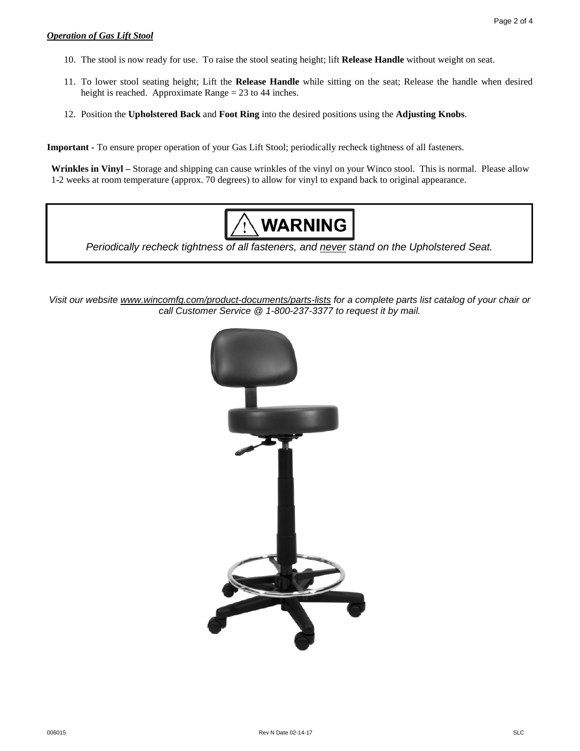***Operation of Gas Lift Stool***

10. The stool is now ready for use. To raise the stool seating height; lift **Release Handle** without weight on seat.

11. To lower stool seating height; Lift the **Release Handle** while sitting on the seat; Release the handle when desired height is reached. Approximate Range = 23 to 44 inches.

12. Position the **Upholstered Back** and **Foot Ring** into the desired positions using the **Adjusting Knobs**.

**Important** - To ensure proper operation of your Gas Lift Stool; periodically recheck tightness of all fasteners.

**Wrinkles in Vinyl –** Storage and shipping can cause wrinkles of the vinyl on your Winco stool. This is normal. Please allow 1-2 weeks at room temperature (approx. 70 degrees) to allow for vinyl to expand back to original appearance.

**⚠ WARNING**

*Periodically recheck tightness of all fasteners, and never stand on the Upholstered Seat.*

*Visit our website www.wincomfg.com/product-documents/parts-lists for a complete parts list catalog of your chair or call Customer Service @ 1-800-237-3377 to request it by mail.*

006015 Rev N Date 02-14-17 SLC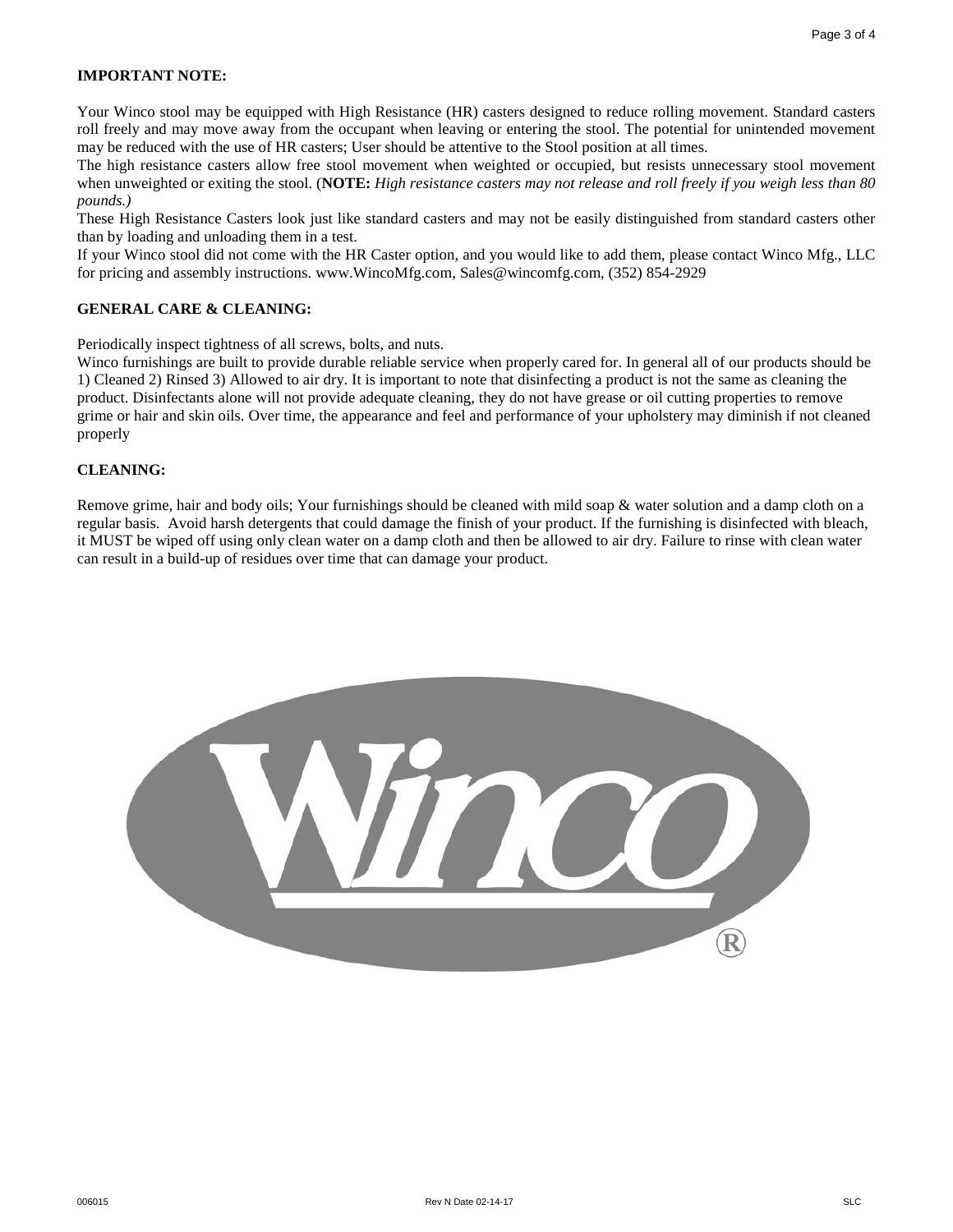**IMPORTANT NOTE:**

Your Winco stool may be equipped with High Resistance (HR) casters designed to reduce rolling movement. Standard casters roll freely and may move away from the occupant when leaving or entering the stool. The potential for unintended movement may be reduced with the use of HR casters; User should be attentive to the Stool position at all times.

The high resistance casters allow free stool movement when weighted or occupied, but resists unnecessary stool movement when unweighted or exiting the stool. (**NOTE:** *High resistance casters may not release and roll freely if you weigh less than 80 pounds.)*

These High Resistance Casters look just like standard casters and may not be easily distinguished from standard casters other than by loading and unloading them in a test.

If your Winco stool did not come with the HR Caster option, and you would like to add them, please contact Winco Mfg., LLC for pricing and assembly instructions. www.WincoMfg.com, Sales@wincomfg.com, (352) 854-2929

**GENERAL CARE & CLEANING:**

Periodically inspect tightness of all screws, bolts, and nuts.

Winco furnishings are built to provide durable reliable service when properly cared for. In general all of our products should be 1) Cleaned 2) Rinsed 3) Allowed to air dry. It is important to note that disinfecting a product is not the same as cleaning the product. Disinfectants alone will not provide adequate cleaning, they do not have grease or oil cutting properties to remove grime or hair and skin oils. Over time, the appearance and feel and performance of your upholstery may diminish if not cleaned properly

**CLEANING:**

Remove grime, hair and body oils; Your furnishings should be cleaned with mild soap & water solution and a damp cloth on a regular basis. Avoid harsh detergents that could damage the finish of your product. If the furnishing is disinfected with bleach, it MUST be wiped off using only clean water on a damp cloth and then be allowed to air dry. Failure to rinse with clean water can result in a build-up of residues over time that can damage your product.

Winco®

006015 Rev N Date 02-14-17 SLC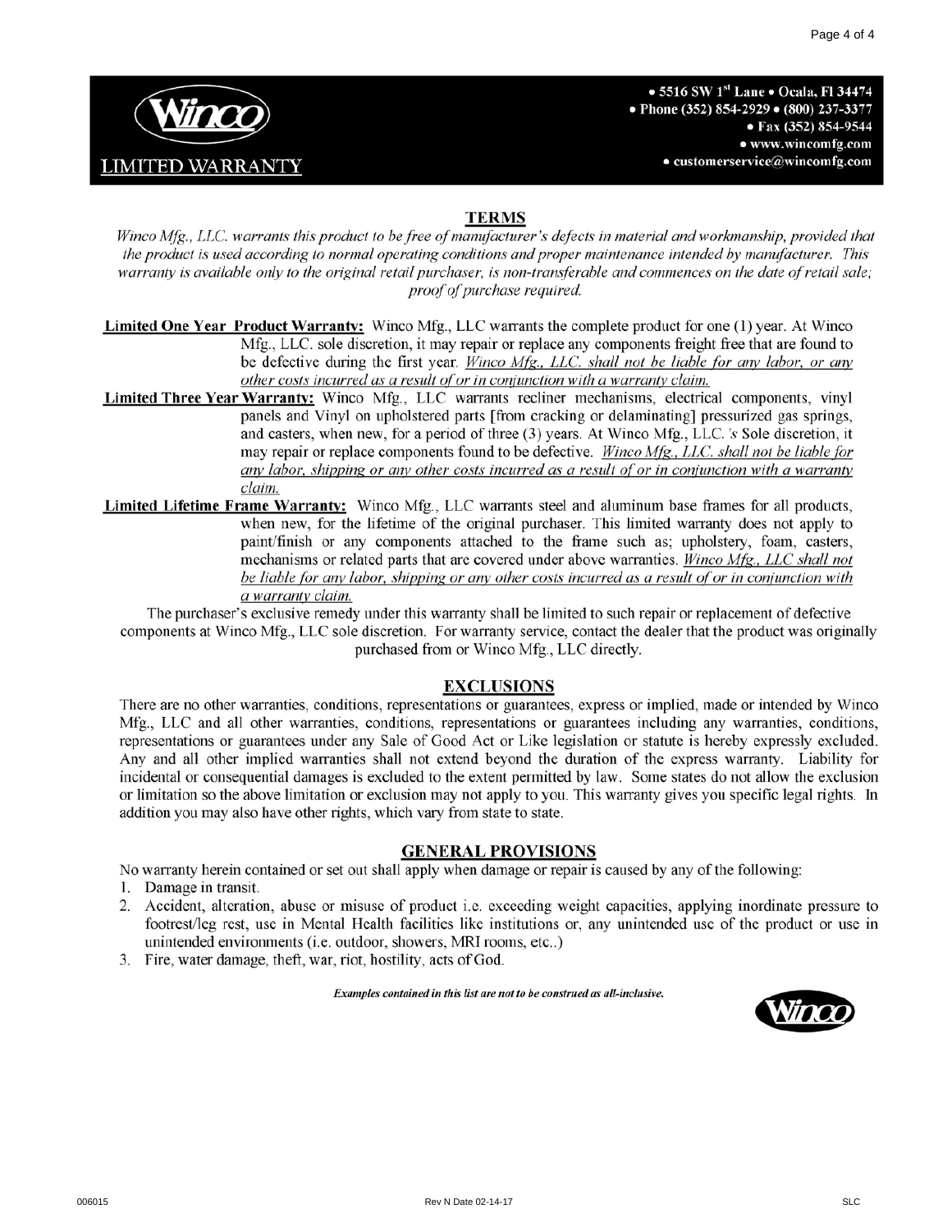Winco

LIMITED WARRANTY

• 5516 SW 1st Lane • Ocala, Fl 34474
• Phone (352) 854-2929 • (800) 237-3377
• Fax (352) 854-9544
• www.wincomfg.com
• customerservice@wincomfg.com

## TERMS

*Winco Mfg., LLC. warrants this product to be free of manufacturer's defects in material and workmanship, provided that the product is used according to normal operating conditions and proper maintenance intended by manufacturer. This warranty is available only to the original retail purchaser, is non-transferable and commences on the date of retail sale; proof of purchase required.*

**Limited One Year Product Warranty:** Winco Mfg., LLC warrants the complete product for one (1) year. At Winco Mfg., LLC. sole discretion, it may repair or replace any components freight free that are found to be defective during the first year. *Winco Mfg., LLC. shall not be liable for any labor, or any other costs incurred as a result of or in conjunction with a warranty claim.*

**Limited Three Year Warranty:** Winco Mfg., LLC warrants recliner mechanisms, electrical components, vinyl panels and Vinyl on upholstered parts [from cracking or delaminating] pressurized gas springs, and casters, when new, for a period of three (3) years. At Winco Mfg., LLC.'s Sole discretion, it may repair or replace components found to be defective. *Winco Mfg., LLC. shall not be liable for any labor, shipping or any other costs incurred as a result of or in conjunction with a warranty claim.*

**Limited Lifetime Frame Warranty:** Winco Mfg., LLC warrants steel and aluminum base frames for all products, when new, for the lifetime of the original purchaser. This limited warranty does not apply to paint/finish or any components attached to the frame such as; upholstery, foam, casters, mechanisms or related parts that are covered under above warranties. *Winco Mfg., LLC shall not be liable for any labor, shipping or any other costs incurred as a result of or in conjunction with a warranty claim.*

The purchaser's exclusive remedy under this warranty shall be limited to such repair or replacement of defective components at Winco Mfg., LLC sole discretion. For warranty service, contact the dealer that the product was originally purchased from or Winco Mfg., LLC directly.

## EXCLUSIONS

There are no other warranties, conditions, representations or guarantees, express or implied, made or intended by Winco Mfg., LLC and all other warranties, conditions, representations or guarantees including any warranties, conditions, representations or guarantees under any Sale of Good Act or Like legislation or statute is hereby expressly excluded. Any and all other implied warranties shall not extend beyond the duration of the express warranty. Liability for incidental or consequential damages is excluded to the extent permitted by law. Some states do not allow the exclusion or limitation so the above limitation or exclusion may not apply to you. This warranty gives you specific legal rights. In addition you may also have other rights, which vary from state to state.

## GENERAL PROVISIONS

No warranty herein contained or set out shall apply when damage or repair is caused by any of the following:

1. Damage in transit.
2. Accident, alteration, abuse or misuse of product i.e. exceeding weight capacities, applying inordinate pressure to footrest/leg rest, use in Mental Health facilities like institutions or, any unintended use of the product or use in unintended environments (i.e. outdoor, showers, MRI rooms, etc..)
3. Fire, water damage, theft, war, riot, hostility, acts of God.

***Examples contained in this list are not to be construed as all-inclusive.***

Winco

006015 Rev N Date 02-14-17 SLC